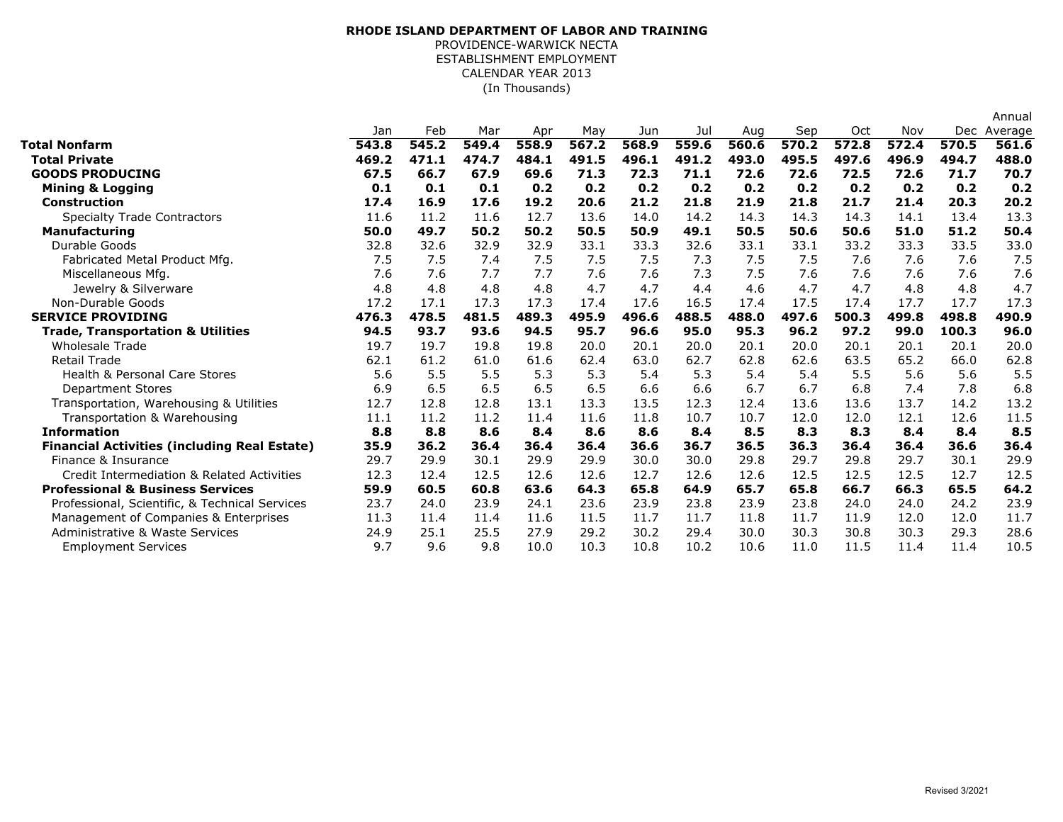**RHODE ISLAND DEPARTMENT OF LABOR AND TRAINING**
PROVIDENCE-WARWICK NECTA
ESTABLISHMENT EMPLOYMENT
CALENDAR YEAR 2013
(In Thousands)

| | Jan | Feb | Mar | Apr | May | Jun | Jul | Aug | Sep | Oct | Nov | Dec | Annual Average |
|---|---|---|---|---|---|---|---|---|---|---|---|---|---|
| **Total Nonfarm** | **543.8** | **545.2** | **549.4** | **558.9** | **567.2** | **568.9** | **559.6** | **560.6** | **570.2** | **572.8** | **572.4** | **570.5** | **561.6** |
| **Total Private** | **469.2** | **471.1** | **474.7** | **484.1** | **491.5** | **496.1** | **491.2** | **493.0** | **495.5** | **497.6** | **496.9** | **494.7** | **488.0** |
| **GOODS PRODUCING** | **67.5** | **66.7** | **67.9** | **69.6** | **71.3** | **72.3** | **71.1** | **72.6** | **72.6** | **72.5** | **72.6** | **71.7** | **70.7** |
| **Mining & Logging** | **0.1** | **0.1** | **0.1** | **0.2** | **0.2** | **0.2** | **0.2** | **0.2** | **0.2** | **0.2** | **0.2** | **0.2** | **0.2** |
| **Construction** | **17.4** | **16.9** | **17.6** | **19.2** | **20.6** | **21.2** | **21.8** | **21.9** | **21.8** | **21.7** | **21.4** | **20.3** | **20.2** |
| Specialty Trade Contractors | 11.6 | 11.2 | 11.6 | 12.7 | 13.6 | 14.0 | 14.2 | 14.3 | 14.3 | 14.3 | 14.1 | 13.4 | 13.3 |
| **Manufacturing** | **50.0** | **49.7** | **50.2** | **50.2** | **50.5** | **50.9** | **49.1** | **50.5** | **50.6** | **50.6** | **51.0** | **51.2** | **50.4** |
| Durable Goods | 32.8 | 32.6 | 32.9 | 32.9 | 33.1 | 33.3 | 32.6 | 33.1 | 33.1 | 33.2 | 33.3 | 33.5 | 33.0 |
| Fabricated Metal Product Mfg. | 7.5 | 7.5 | 7.4 | 7.5 | 7.5 | 7.5 | 7.3 | 7.5 | 7.5 | 7.6 | 7.6 | 7.6 | 7.5 |
| Miscellaneous Mfg. | 7.6 | 7.6 | 7.7 | 7.7 | 7.6 | 7.6 | 7.3 | 7.5 | 7.6 | 7.6 | 7.6 | 7.6 | 7.6 |
| Jewelry & Silverware | 4.8 | 4.8 | 4.8 | 4.8 | 4.7 | 4.7 | 4.4 | 4.6 | 4.7 | 4.7 | 4.8 | 4.8 | 4.7 |
| Non-Durable Goods | 17.2 | 17.1 | 17.3 | 17.3 | 17.4 | 17.6 | 16.5 | 17.4 | 17.5 | 17.4 | 17.7 | 17.7 | 17.3 |
| **SERVICE PROVIDING** | **476.3** | **478.5** | **481.5** | **489.3** | **495.9** | **496.6** | **488.5** | **488.0** | **497.6** | **500.3** | **499.8** | **498.8** | **490.9** |
| **Trade, Transportation & Utilities** | **94.5** | **93.7** | **93.6** | **94.5** | **95.7** | **96.6** | **95.0** | **95.3** | **96.2** | **97.2** | **99.0** | **100.3** | **96.0** |
| Wholesale Trade | 19.7 | 19.7 | 19.8 | 19.8 | 20.0 | 20.1 | 20.0 | 20.1 | 20.0 | 20.1 | 20.1 | 20.1 | 20.0 |
| Retail Trade | 62.1 | 61.2 | 61.0 | 61.6 | 62.4 | 63.0 | 62.7 | 62.8 | 62.6 | 63.5 | 65.2 | 66.0 | 62.8 |
| Health & Personal Care Stores | 5.6 | 5.5 | 5.5 | 5.3 | 5.3 | 5.4 | 5.3 | 5.4 | 5.4 | 5.5 | 5.6 | 5.6 | 5.5 |
| Department Stores | 6.9 | 6.5 | 6.5 | 6.5 | 6.5 | 6.6 | 6.6 | 6.7 | 6.7 | 6.8 | 7.4 | 7.8 | 6.8 |
| Transportation, Warehousing & Utilities | 12.7 | 12.8 | 12.8 | 13.1 | 13.3 | 13.5 | 12.3 | 12.4 | 13.6 | 13.6 | 13.7 | 14.2 | 13.2 |
| Transportation & Warehousing | 11.1 | 11.2 | 11.2 | 11.4 | 11.6 | 11.8 | 10.7 | 10.7 | 12.0 | 12.0 | 12.1 | 12.6 | 11.5 |
| **Information** | **8.8** | **8.8** | **8.6** | **8.4** | **8.6** | **8.6** | **8.4** | **8.5** | **8.3** | **8.3** | **8.4** | **8.4** | **8.5** |
| **Financial Activities (including Real Estate)** | **35.9** | **36.2** | **36.4** | **36.4** | **36.4** | **36.6** | **36.7** | **36.5** | **36.3** | **36.4** | **36.4** | **36.6** | **36.4** |
| Finance & Insurance | 29.7 | 29.9 | 30.1 | 29.9 | 29.9 | 30.0 | 30.0 | 29.8 | 29.7 | 29.8 | 29.7 | 30.1 | 29.9 |
| Credit Intermediation & Related Activities | 12.3 | 12.4 | 12.5 | 12.6 | 12.6 | 12.7 | 12.6 | 12.6 | 12.5 | 12.5 | 12.5 | 12.7 | 12.5 |
| **Professional & Business Services** | **59.9** | **60.5** | **60.8** | **63.6** | **64.3** | **65.8** | **64.9** | **65.7** | **65.8** | **66.7** | **66.3** | **65.5** | **64.2** |
| Professional, Scientific, & Technical Services | 23.7 | 24.0 | 23.9 | 24.1 | 23.6 | 23.9 | 23.8 | 23.9 | 23.8 | 24.0 | 24.0 | 24.2 | 23.9 |
| Management of Companies & Enterprises | 11.3 | 11.4 | 11.4 | 11.6 | 11.5 | 11.7 | 11.7 | 11.8 | 11.7 | 11.9 | 12.0 | 12.0 | 11.7 |
| Administrative & Waste Services | 24.9 | 25.1 | 25.5 | 27.9 | 29.2 | 30.2 | 29.4 | 30.0 | 30.3 | 30.8 | 30.3 | 29.3 | 28.6 |
| Employment Services | 9.7 | 9.6 | 9.8 | 10.0 | 10.3 | 10.8 | 10.2 | 10.6 | 11.0 | 11.5 | 11.4 | 11.4 | 10.5 |

Revised 3/2021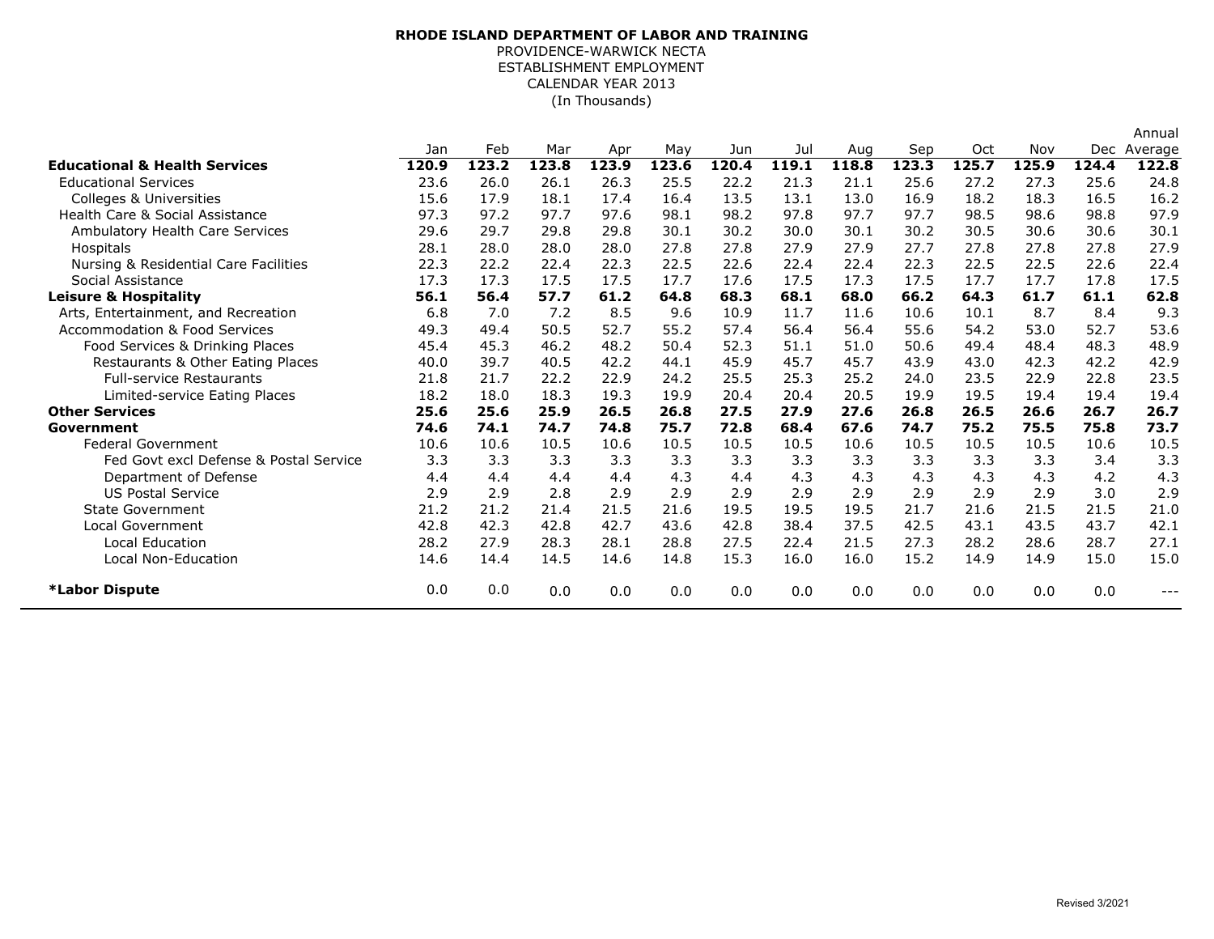**RHODE ISLAND DEPARTMENT OF LABOR AND TRAINING**
PROVIDENCE-WARWICK NECTA
ESTABLISHMENT EMPLOYMENT
CALENDAR YEAR 2013
(In Thousands)

| | Jan | Feb | Mar | Apr | May | Jun | Jul | Aug | Sep | Oct | Nov | Dec | Annual Average |
|---|---|---|---|---|---|---|---|---|---|---|---|---|---|
| **Educational & Health Services** | **120.9** | **123.2** | **123.8** | **123.9** | **123.6** | **120.4** | **119.1** | **118.8** | **123.3** | **125.7** | **125.9** | **124.4** | **122.8** |
| Educational Services | 23.6 | 26.0 | 26.1 | 26.3 | 25.5 | 22.2 | 21.3 | 21.1 | 25.6 | 27.2 | 27.3 | 25.6 | 24.8 |
| Colleges & Universities | 15.6 | 17.9 | 18.1 | 17.4 | 16.4 | 13.5 | 13.1 | 13.0 | 16.9 | 18.2 | 18.3 | 16.5 | 16.2 |
| Health Care & Social Assistance | 97.3 | 97.2 | 97.7 | 97.6 | 98.1 | 98.2 | 97.8 | 97.7 | 97.7 | 98.5 | 98.6 | 98.8 | 97.9 |
| Ambulatory Health Care Services | 29.6 | 29.7 | 29.8 | 29.8 | 30.1 | 30.2 | 30.0 | 30.1 | 30.2 | 30.5 | 30.6 | 30.6 | 30.1 |
| Hospitals | 28.1 | 28.0 | 28.0 | 28.0 | 27.8 | 27.8 | 27.9 | 27.9 | 27.7 | 27.8 | 27.8 | 27.8 | 27.9 |
| Nursing & Residential Care Facilities | 22.3 | 22.2 | 22.4 | 22.3 | 22.5 | 22.6 | 22.4 | 22.4 | 22.3 | 22.5 | 22.5 | 22.6 | 22.4 |
| Social Assistance | 17.3 | 17.3 | 17.5 | 17.5 | 17.7 | 17.6 | 17.5 | 17.3 | 17.5 | 17.7 | 17.7 | 17.8 | 17.5 |
| **Leisure & Hospitality** | **56.1** | **56.4** | **57.7** | **61.2** | **64.8** | **68.3** | **68.1** | **68.0** | **66.2** | **64.3** | **61.7** | **61.1** | **62.8** |
| Arts, Entertainment, and Recreation | 6.8 | 7.0 | 7.2 | 8.5 | 9.6 | 10.9 | 11.7 | 11.6 | 10.6 | 10.1 | 8.7 | 8.4 | 9.3 |
| Accommodation & Food Services | 49.3 | 49.4 | 50.5 | 52.7 | 55.2 | 57.4 | 56.4 | 56.4 | 55.6 | 54.2 | 53.0 | 52.7 | 53.6 |
| Food Services & Drinking Places | 45.4 | 45.3 | 46.2 | 48.2 | 50.4 | 52.3 | 51.1 | 51.0 | 50.6 | 49.4 | 48.4 | 48.3 | 48.9 |
| Restaurants & Other Eating Places | 40.0 | 39.7 | 40.5 | 42.2 | 44.1 | 45.9 | 45.7 | 45.7 | 43.9 | 43.0 | 42.3 | 42.2 | 42.9 |
| Full-service Restaurants | 21.8 | 21.7 | 22.2 | 22.9 | 24.2 | 25.5 | 25.3 | 25.2 | 24.0 | 23.5 | 22.9 | 22.8 | 23.5 |
| Limited-service Eating Places | 18.2 | 18.0 | 18.3 | 19.3 | 19.9 | 20.4 | 20.4 | 20.5 | 19.9 | 19.5 | 19.4 | 19.4 | 19.4 |
| **Other Services** | **25.6** | **25.6** | **25.9** | **26.5** | **26.8** | **27.5** | **27.9** | **27.6** | **26.8** | **26.5** | **26.6** | **26.7** | **26.7** |
| **Government** | **74.6** | **74.1** | **74.7** | **74.8** | **75.7** | **72.8** | **68.4** | **67.6** | **74.7** | **75.2** | **75.5** | **75.8** | **73.7** |
| Federal Government | 10.6 | 10.6 | 10.5 | 10.6 | 10.5 | 10.5 | 10.5 | 10.6 | 10.5 | 10.5 | 10.5 | 10.6 | 10.5 |
| Fed Govt excl Defense & Postal Service | 3.3 | 3.3 | 3.3 | 3.3 | 3.3 | 3.3 | 3.3 | 3.3 | 3.3 | 3.3 | 3.3 | 3.4 | 3.3 |
| Department of Defense | 4.4 | 4.4 | 4.4 | 4.4 | 4.3 | 4.4 | 4.3 | 4.3 | 4.3 | 4.3 | 4.3 | 4.2 | 4.3 |
| US Postal Service | 2.9 | 2.9 | 2.8 | 2.9 | 2.9 | 2.9 | 2.9 | 2.9 | 2.9 | 2.9 | 2.9 | 3.0 | 2.9 |
| State Government | 21.2 | 21.2 | 21.4 | 21.5 | 21.6 | 19.5 | 19.5 | 19.5 | 21.7 | 21.6 | 21.5 | 21.5 | 21.0 |
| Local Government | 42.8 | 42.3 | 42.8 | 42.7 | 43.6 | 42.8 | 38.4 | 37.5 | 42.5 | 43.1 | 43.5 | 43.7 | 42.1 |
| Local Education | 28.2 | 27.9 | 28.3 | 28.1 | 28.8 | 27.5 | 22.4 | 21.5 | 27.3 | 28.2 | 28.6 | 28.7 | 27.1 |
| Local Non-Education | 14.6 | 14.4 | 14.5 | 14.6 | 14.8 | 15.3 | 16.0 | 16.0 | 15.2 | 14.9 | 14.9 | 15.0 | 15.0 |
| **\*Labor Dispute** | 0.0 | 0.0 | 0.0 | 0.0 | 0.0 | 0.0 | 0.0 | 0.0 | 0.0 | 0.0 | 0.0 | 0.0 | --- |

Revised 3/2021